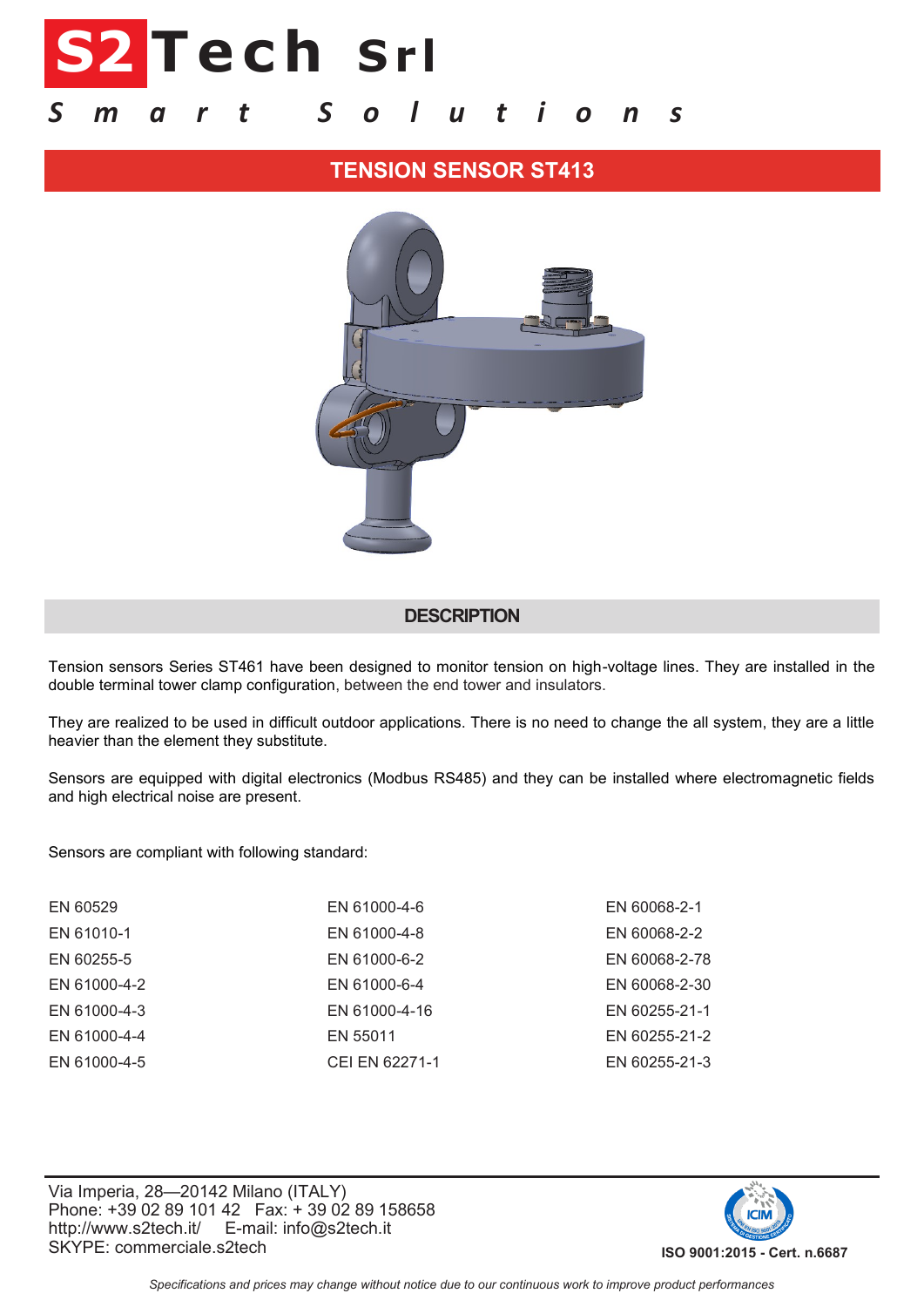# S2Tech Srl

*Smart Solutions*

## TENSION SENSOR ST413

## DESCRIPTION

Tension sensors Series ST461 have been designed to monitor tension on high-voltage lines. They are installed in the double terminal tower clamp configuration, between the end tower and insulators.

They are realized to be used in difficult outdoor applications. There is no need to change the all system, they are a little heavier than the element they substitute.

Sensors are equipped with digital electronics (Modbus RS485) and they can be installed where electromagnetic fields and high electrical noise are present.

Sensors are compliant with following standard:

| | | |
|---|---|---|
| EN 60529 | EN 61000-4-6 | EN 60068-2-1 |
| EN 61010-1 | EN 61000-4-8 | EN 60068-2-2 |
| EN 60255-5 | EN 61000-6-2 | EN 60068-2-78 |
| EN 61000-4-2 | EN 61000-6-4 | EN 60068-2-30 |
| EN 61000-4-3 | EN 61000-4-16 | EN 60255-21-1 |
| EN 61000-4-4 | EN 55011 | EN 60255-21-2 |
| EN 61000-4-5 | CEI EN 62271-1 | EN 60255-21-3 |

Via Imperia, 28—20142 Milano (ITALY)
Phone: +39 02 89 101 42   Fax: + 39 02 89 158658
http://www.s2tech.it/   E-mail: info@s2tech.it
SKYPE: commerciale.s2tech

**ISO 9001:2015 - Cert. n.6687**

*Specifications and prices may change without notice due to our continuous work to improve product performances*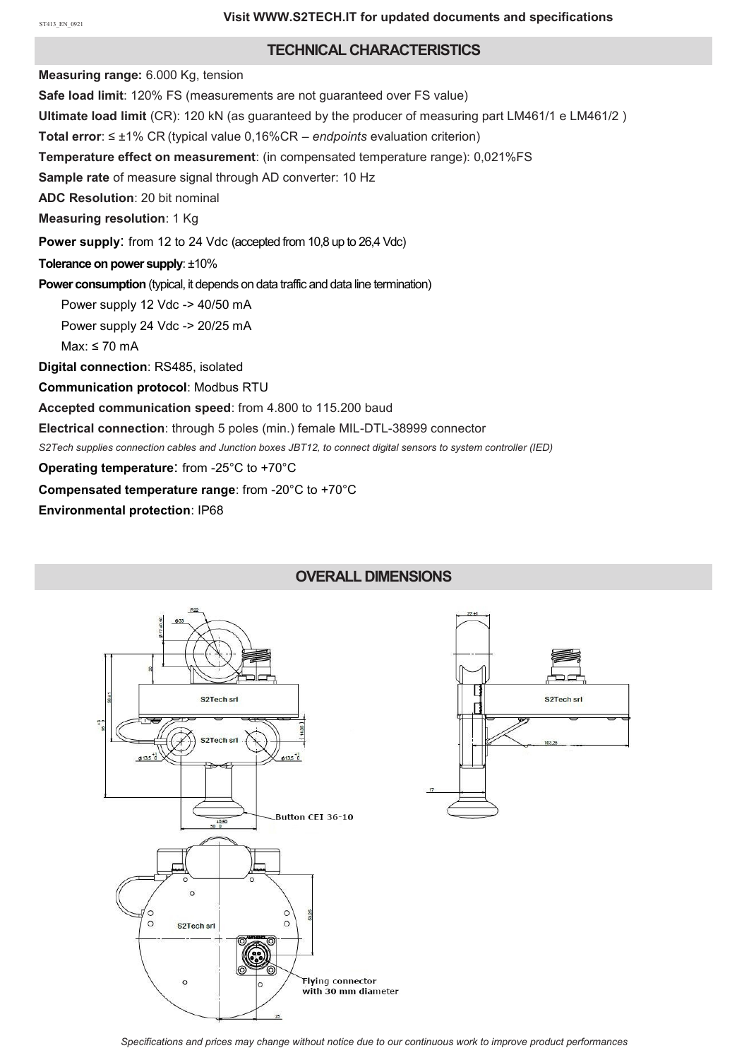## TECHNICAL CHARACTERISTICS

**Measuring range:** 6.000 Kg, tension

**Safe load limit**: 120% FS (measurements are not guaranteed over FS value)

**Ultimate load limit** (CR): 120 kN (as guaranteed by the producer of measuring part LM461/1 e LM461/2 )

**Total error**: ≤ ±1% CR (typical value 0,16%CR – *endpoints* evaluation criterion)

**Temperature effect on measurement**: (in compensated temperature range): 0,021%FS

**Sample rate** of measure signal through AD converter: 10 Hz

**ADC Resolution**: 20 bit nominal

**Measuring resolution**: 1 Kg

**Power supply**: from 12 to 24 Vdc (accepted from 10,8 up to 26,4 Vdc)

**Tolerance on power supply**: ±10%

**Power consumption** (typical, it depends on data traffic and data line termination)

- Power supply 12 Vdc -> 40/50 mA
- Power supply 24 Vdc -> 20/25 mA
- Max: ≤ 70 mA

**Digital connection**: RS485, isolated

**Communication protocol**: Modbus RTU

**Accepted communication speed**: from 4.800 to 115.200 baud

**Electrical connection**: through 5 poles (min.) female MIL-DTL-38999 connector

*S2Tech supplies connection cables and Junction boxes JBT12, to connect digital sensors to system controller (IED)*

**Operating temperature**: from -25°C to +70°C

**Compensated temperature range**: from -20°C to +70°C

**Environmental protection**: IP68

## OVERALL DIMENSIONS

Button CEI 36-10

Flying connector with 30 mm diameter

*Specifications and prices may change without notice due to our continuous work to improve product performances*